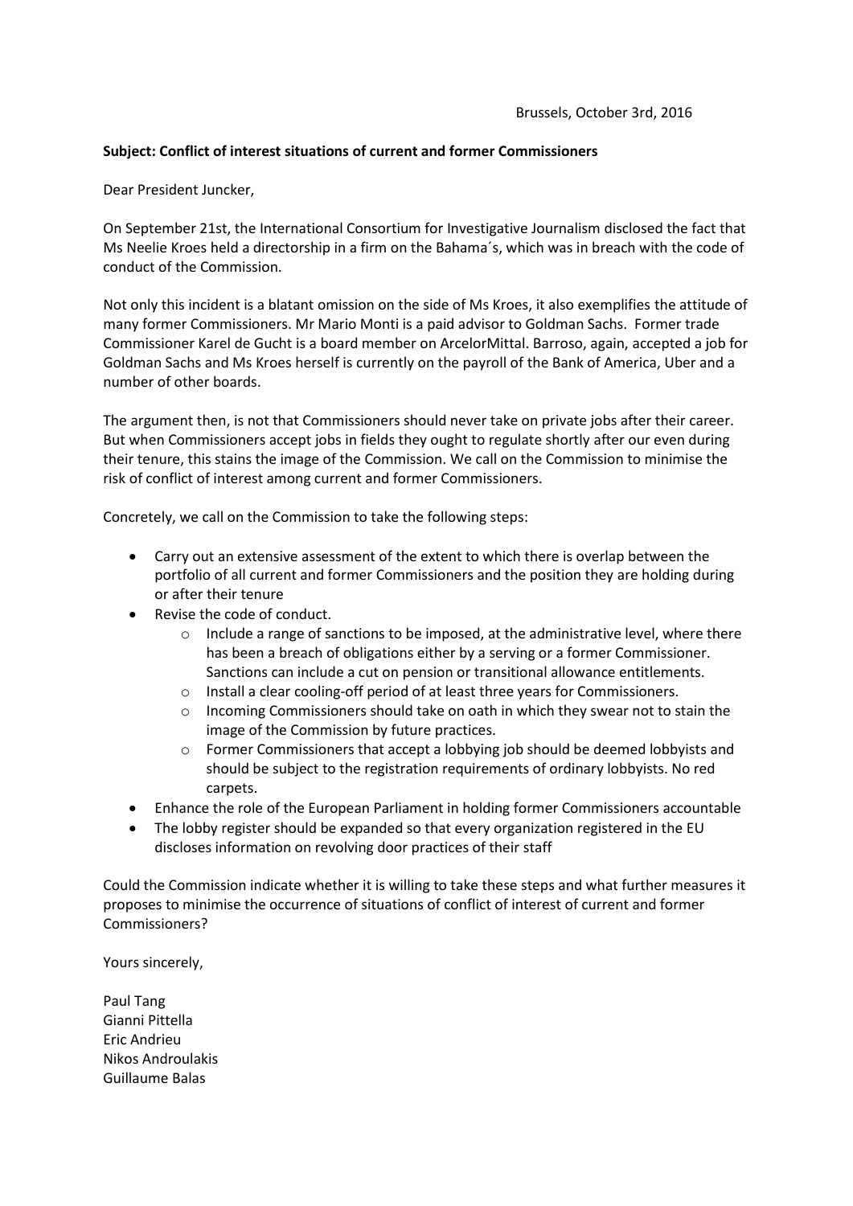Brussels, October 3rd, 2016

**Subject: Conflict of interest situations of current and former Commissioners**

Dear President Juncker,

On September 21st, the International Consortium for Investigative Journalism disclosed the fact that Ms Neelie Kroes held a directorship in a firm on the Bahama´s, which was in breach with the code of conduct of the Commission.

Not only this incident is a blatant omission on the side of Ms Kroes, it also exemplifies the attitude of many former Commissioners. Mr Mario Monti is a paid advisor to Goldman Sachs. Former trade Commissioner Karel de Gucht is a board member on ArcelorMittal. Barroso, again, accepted a job for Goldman Sachs and Ms Kroes herself is currently on the payroll of the Bank of America, Uber and a number of other boards.

The argument then, is not that Commissioners should never take on private jobs after their career. But when Commissioners accept jobs in fields they ought to regulate shortly after our even during their tenure, this stains the image of the Commission. We call on the Commission to minimise the risk of conflict of interest among current and former Commissioners.

Concretely, we call on the Commission to take the following steps:

- Carry out an extensive assessment of the extent to which there is overlap between the portfolio of all current and former Commissioners and the position they are holding during or after their tenure
- Revise the code of conduct.
  - Include a range of sanctions to be imposed, at the administrative level, where there has been a breach of obligations either by a serving or a former Commissioner. Sanctions can include a cut on pension or transitional allowance entitlements.
  - Install a clear cooling-off period of at least three years for Commissioners.
  - Incoming Commissioners should take on oath in which they swear not to stain the image of the Commission by future practices.
  - Former Commissioners that accept a lobbying job should be deemed lobbyists and should be subject to the registration requirements of ordinary lobbyists. No red carpets.
- Enhance the role of the European Parliament in holding former Commissioners accountable
- The lobby register should be expanded so that every organization registered in the EU discloses information on revolving door practices of their staff

Could the Commission indicate whether it is willing to take these steps and what further measures it proposes to minimise the occurrence of situations of conflict of interest of current and former Commissioners?

Yours sincerely,

Paul Tang
Gianni Pittella
Eric Andrieu
Nikos Androulakis
Guillaume Balas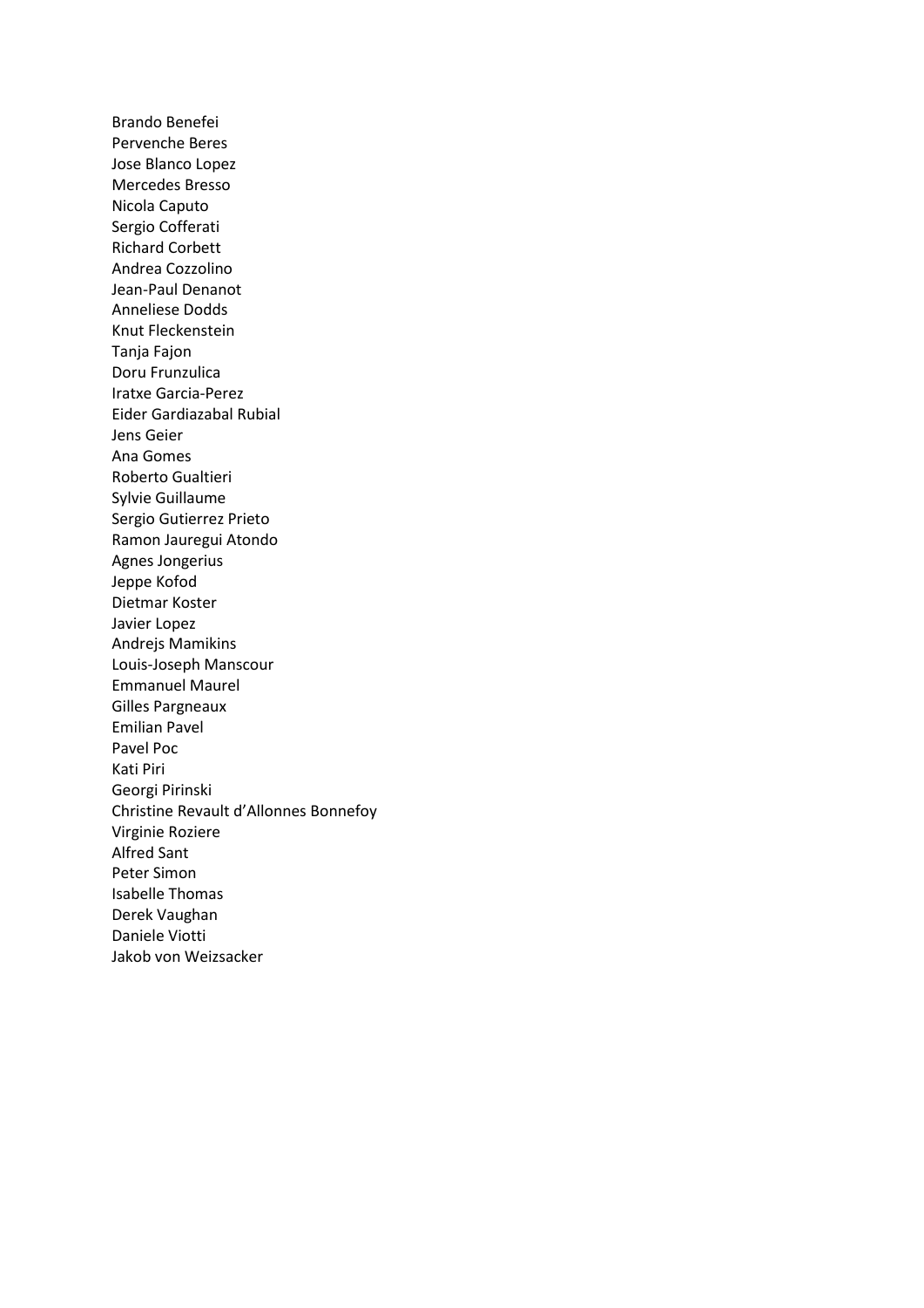Brando Benefei
Pervenche Beres
Jose Blanco Lopez
Mercedes Bresso
Nicola Caputo
Sergio Cofferati
Richard Corbett
Andrea Cozzolino
Jean-Paul Denanot
Anneliese Dodds
Knut Fleckenstein
Tanja Fajon
Doru Frunzulica
Iratxe Garcia-Perez
Eider Gardiazabal Rubial
Jens Geier
Ana Gomes
Roberto Gualtieri
Sylvie Guillaume
Sergio Gutierrez Prieto
Ramon Jauregui Atondo
Agnes Jongerius
Jeppe Kofod
Dietmar Koster
Javier Lopez
Andrejs Mamikins
Louis-Joseph Manscour
Emmanuel Maurel
Gilles Pargneaux
Emilian Pavel
Pavel Poc
Kati Piri
Georgi Pirinski
Christine Revault d'Allonnes Bonnefoy
Virginie Roziere
Alfred Sant
Peter Simon
Isabelle Thomas
Derek Vaughan
Daniele Viotti
Jakob von Weizsacker